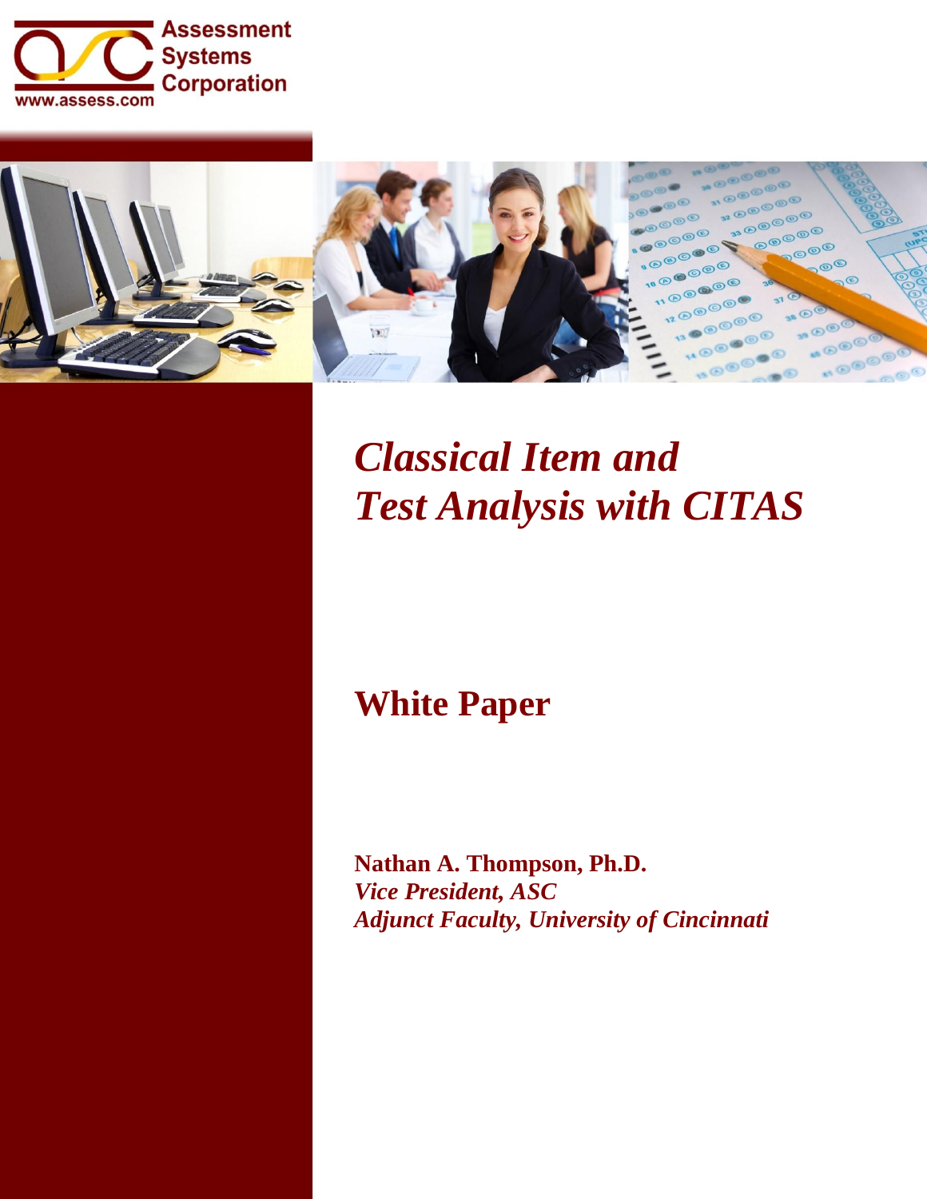Assessment Systems Corporation

www.assess.com

# *Classical Item and Test Analysis with CITAS*

## White Paper

**Nathan A. Thompson, Ph.D.**
***Vice President, ASC***
***Adjunct Faculty, University of Cincinnati***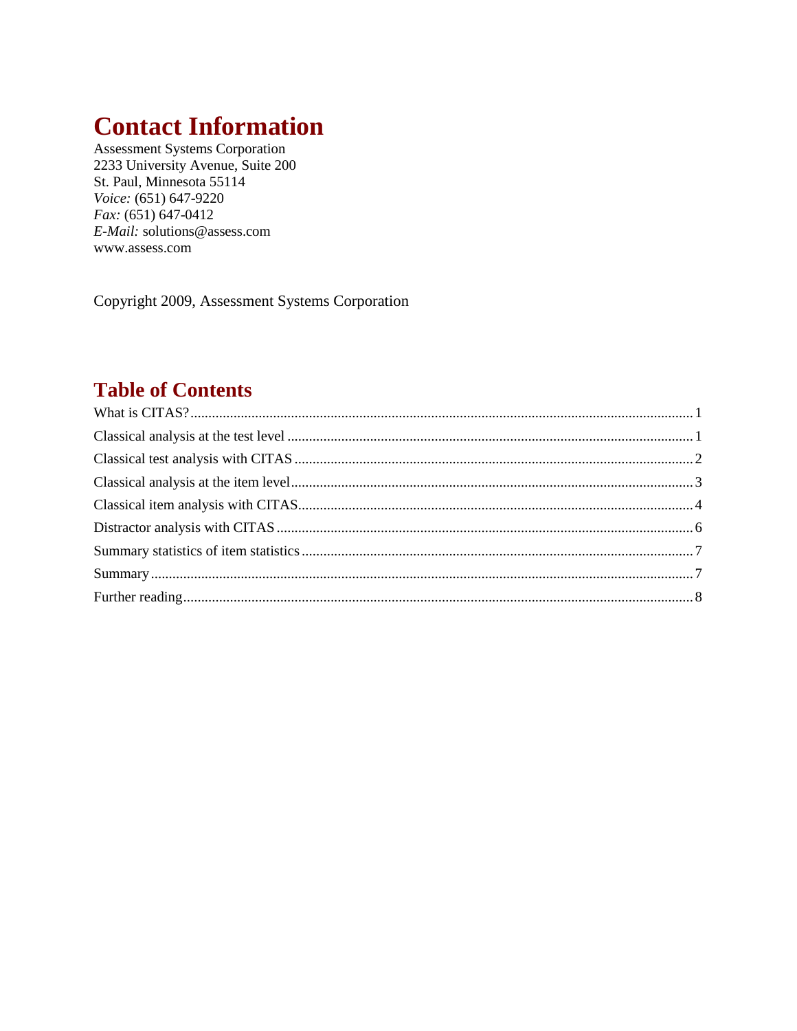# Contact Information

Assessment Systems Corporation
2233 University Avenue, Suite 200
St. Paul, Minnesota 55114
*Voice:* (651) 647-9220
*Fax:* (651) 647-0412
*E-Mail:* solutions@assess.com
www.assess.com

Copyright 2009, Assessment Systems Corporation

# Table of Contents

What is CITAS? ........ 1
Classical analysis at the test level ........ 1
Classical test analysis with CITAS ........ 2
Classical analysis at the item level ........ 3
Classical item analysis with CITAS ........ 4
Distractor analysis with CITAS ........ 6
Summary statistics of item statistics ........ 7
Summary ........ 7
Further reading ........ 8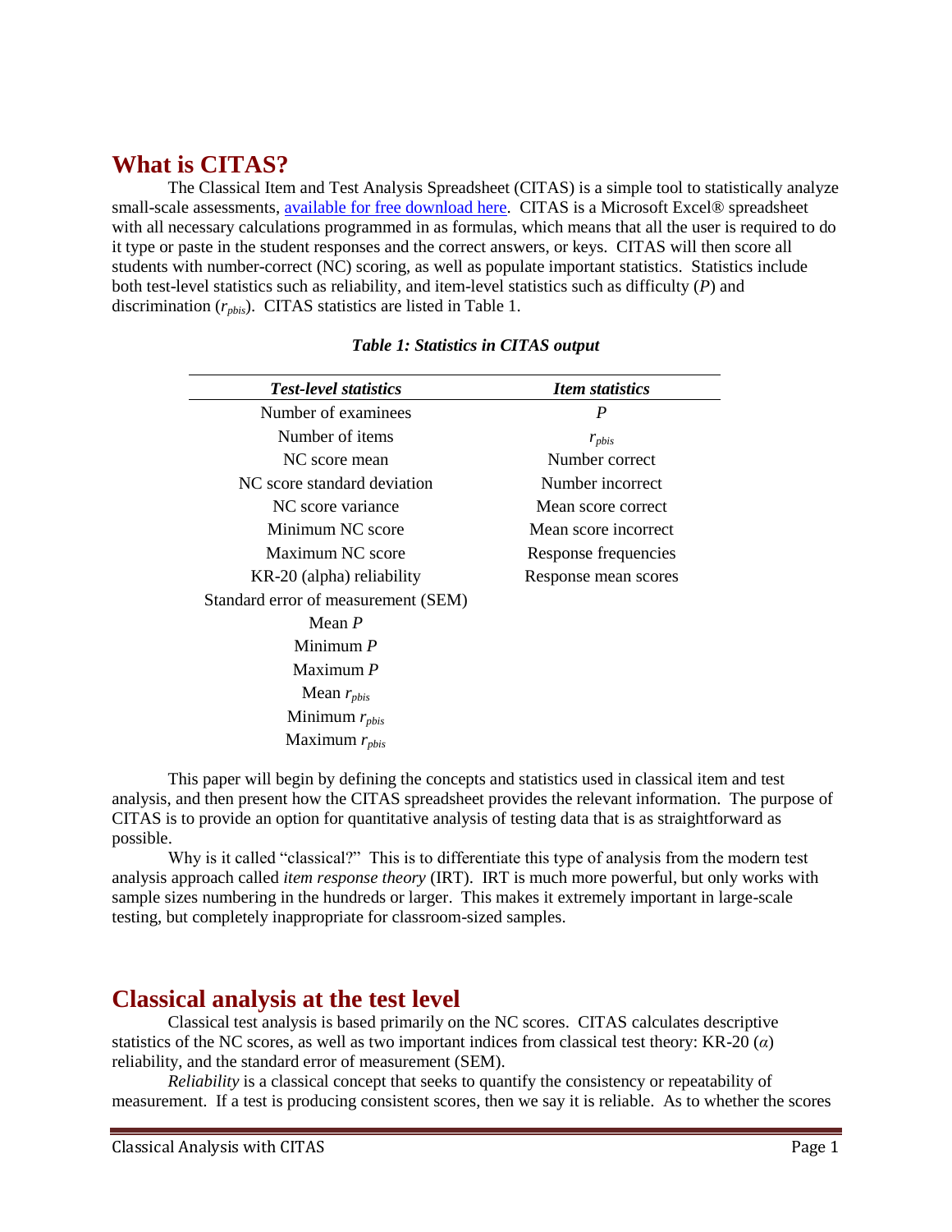## What is CITAS?

The Classical Item and Test Analysis Spreadsheet (CITAS) is a simple tool to statistically analyze small-scale assessments, [available for free download here](). CITAS is a Microsoft Excel® spreadsheet with all necessary calculations programmed in as formulas, which means that all the user is required to do it type or paste in the student responses and the correct answers, or keys. CITAS will then score all students with number-correct (NC) scoring, as well as populate important statistics. Statistics include both test-level statistics such as reliability, and item-level statistics such as difficulty ($P$) and discrimination ($r_{pbis}$). CITAS statistics are listed in Table 1.

***Table 1: Statistics in CITAS output***

| *Test-level statistics* | *Item statistics* |
|---|---|
| Number of examinees | $P$ |
| Number of items | $r_{pbis}$ |
| NC score mean | Number correct |
| NC score standard deviation | Number incorrect |
| NC score variance | Mean score correct |
| Minimum NC score | Mean score incorrect |
| Maximum NC score | Response frequencies |
| KR-20 (alpha) reliability | Response mean scores |
| Standard error of measurement (SEM) | |
| Mean $P$ | |
| Minimum $P$ | |
| Maximum $P$ | |
| Mean $r_{pbis}$ | |
| Minimum $r_{pbis}$ | |
| Maximum $r_{pbis}$ | |

This paper will begin by defining the concepts and statistics used in classical item and test analysis, and then present how the CITAS spreadsheet provides the relevant information. The purpose of CITAS is to provide an option for quantitative analysis of testing data that is as straightforward as possible.

Why is it called "classical?" This is to differentiate this type of analysis from the modern test analysis approach called *item response theory* (IRT). IRT is much more powerful, but only works with sample sizes numbering in the hundreds or larger. This makes it extremely important in large-scale testing, but completely inappropriate for classroom-sized samples.

## Classical analysis at the test level

Classical test analysis is based primarily on the NC scores. CITAS calculates descriptive statistics of the NC scores, as well as two important indices from classical test theory: KR-20 ($\alpha$) reliability, and the standard error of measurement (SEM).

*Reliability* is a classical concept that seeks to quantify the consistency or repeatability of measurement. If a test is producing consistent scores, then we say it is reliable. As to whether the scores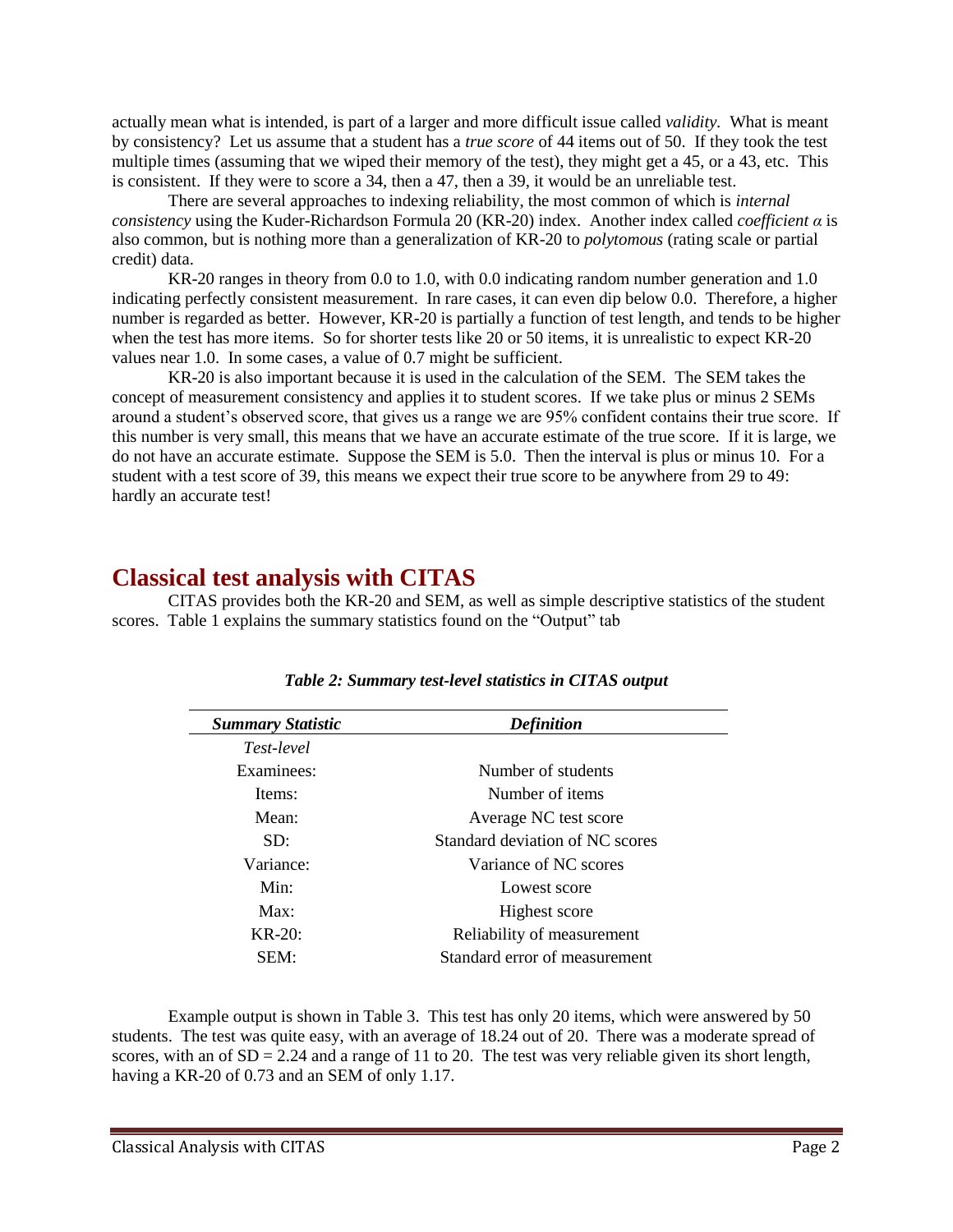actually mean what is intended, is part of a larger and more difficult issue called *validity*. What is meant by consistency? Let us assume that a student has a *true score* of 44 items out of 50. If they took the test multiple times (assuming that we wiped their memory of the test), they might get a 45, or a 43, etc. This is consistent. If they were to score a 34, then a 47, then a 39, it would be an unreliable test.

There are several approaches to indexing reliability, the most common of which is *internal consistency* using the Kuder-Richardson Formula 20 (KR-20) index. Another index called *coefficient α* is also common, but is nothing more than a generalization of KR-20 to *polytomous* (rating scale or partial credit) data.

KR-20 ranges in theory from 0.0 to 1.0, with 0.0 indicating random number generation and 1.0 indicating perfectly consistent measurement. In rare cases, it can even dip below 0.0. Therefore, a higher number is regarded as better. However, KR-20 is partially a function of test length, and tends to be higher when the test has more items. So for shorter tests like 20 or 50 items, it is unrealistic to expect KR-20 values near 1.0. In some cases, a value of 0.7 might be sufficient.

KR-20 is also important because it is used in the calculation of the SEM. The SEM takes the concept of measurement consistency and applies it to student scores. If we take plus or minus 2 SEMs around a student's observed score, that gives us a range we are 95% confident contains their true score. If this number is very small, this means that we have an accurate estimate of the true score. If it is large, we do not have an accurate estimate. Suppose the SEM is 5.0. Then the interval is plus or minus 10. For a student with a test score of 39, this means we expect their true score to be anywhere from 29 to 49: hardly an accurate test!

## Classical test analysis with CITAS

CITAS provides both the KR-20 and SEM, as well as simple descriptive statistics of the student scores. Table 1 explains the summary statistics found on the "Output" tab

***Table 2: Summary test-level statistics in CITAS output***

| ***Summary Statistic*** | ***Definition*** |
|---|---|
| *Test-level* | |
| Examinees: | Number of students |
| Items: | Number of items |
| Mean: | Average NC test score |
| SD: | Standard deviation of NC scores |
| Variance: | Variance of NC scores |
| Min: | Lowest score |
| Max: | Highest score |
| KR-20: | Reliability of measurement |
| SEM: | Standard error of measurement |

Example output is shown in Table 3. This test has only 20 items, which were answered by 50 students. The test was quite easy, with an average of 18.24 out of 20. There was a moderate spread of scores, with an of SD = 2.24 and a range of 11 to 20. The test was very reliable given its short length, having a KR-20 of 0.73 and an SEM of only 1.17.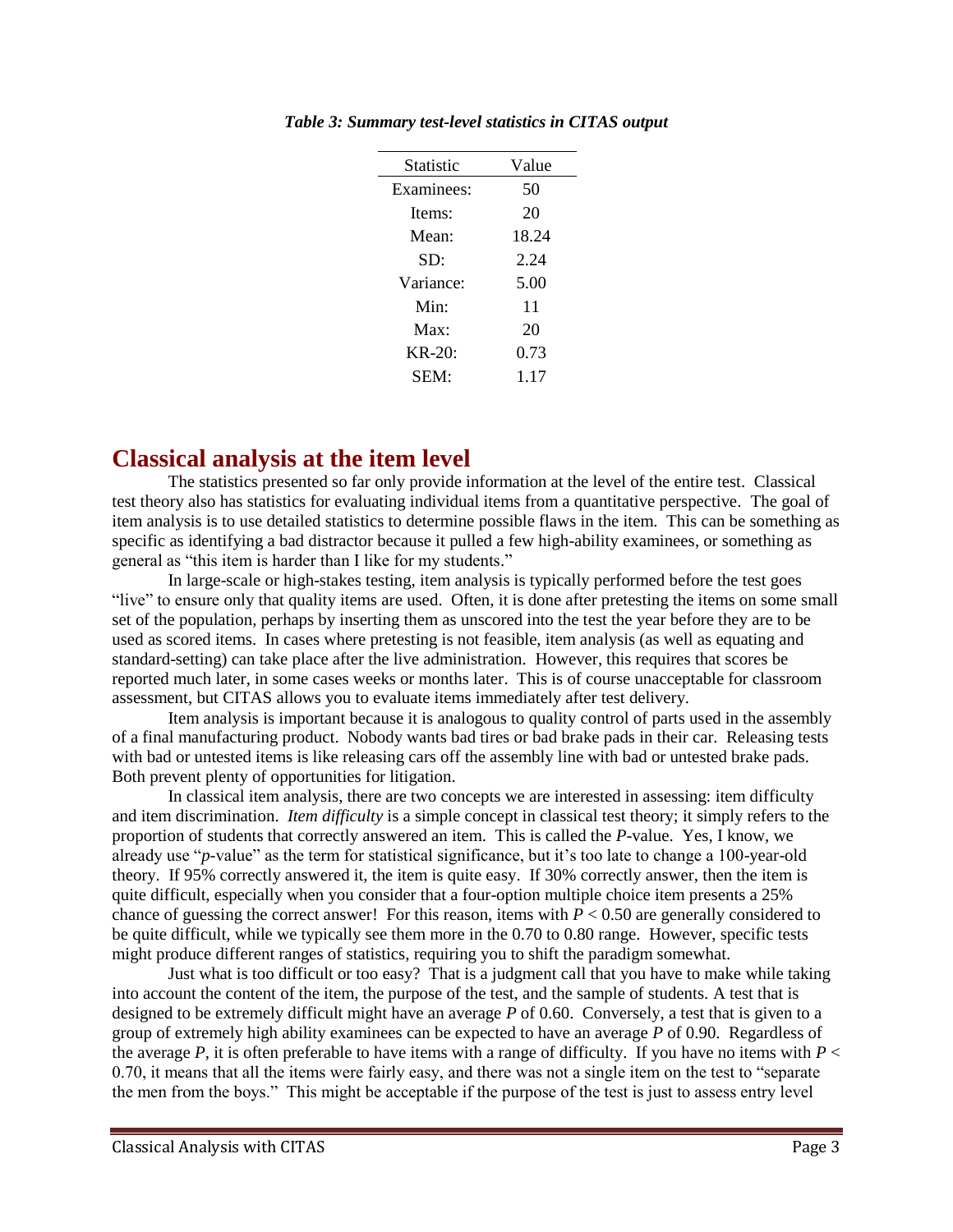*Table 3: Summary test-level statistics in CITAS output*

| Statistic | Value |
|---|---|
| Examinees: | 50 |
| Items: | 20 |
| Mean: | 18.24 |
| SD: | 2.24 |
| Variance: | 5.00 |
| Min: | 11 |
| Max: | 20 |
| KR-20: | 0.73 |
| SEM: | 1.17 |

## Classical analysis at the item level

The statistics presented so far only provide information at the level of the entire test. Classical test theory also has statistics for evaluating individual items from a quantitative perspective. The goal of item analysis is to use detailed statistics to determine possible flaws in the item. This can be something as specific as identifying a bad distractor because it pulled a few high-ability examinees, or something as general as "this item is harder than I like for my students."

In large-scale or high-stakes testing, item analysis is typically performed before the test goes "live" to ensure only that quality items are used. Often, it is done after pretesting the items on some small set of the population, perhaps by inserting them as unscored into the test the year before they are to be used as scored items. In cases where pretesting is not feasible, item analysis (as well as equating and standard-setting) can take place after the live administration. However, this requires that scores be reported much later, in some cases weeks or months later. This is of course unacceptable for classroom assessment, but CITAS allows you to evaluate items immediately after test delivery.

Item analysis is important because it is analogous to quality control of parts used in the assembly of a final manufacturing product. Nobody wants bad tires or bad brake pads in their car. Releasing tests with bad or untested items is like releasing cars off the assembly line with bad or untested brake pads. Both prevent plenty of opportunities for litigation.

In classical item analysis, there are two concepts we are interested in assessing: item difficulty and item discrimination. *Item difficulty* is a simple concept in classical test theory; it simply refers to the proportion of students that correctly answered an item. This is called the *P*-value. Yes, I know, we already use "*p*-value" as the term for statistical significance, but it's too late to change a 100-year-old theory. If 95% correctly answered it, the item is quite easy. If 30% correctly answer, then the item is quite difficult, especially when you consider that a four-option multiple choice item presents a 25% chance of guessing the correct answer! For this reason, items with $P < 0.50$ are generally considered to be quite difficult, while we typically see them more in the 0.70 to 0.80 range. However, specific tests might produce different ranges of statistics, requiring you to shift the paradigm somewhat.

Just what is too difficult or too easy? That is a judgment call that you have to make while taking into account the content of the item, the purpose of the test, and the sample of students. A test that is designed to be extremely difficult might have an average *P* of 0.60. Conversely, a test that is given to a group of extremely high ability examinees can be expected to have an average *P* of 0.90. Regardless of the average *P*, it is often preferable to have items with a range of difficulty. If you have no items with $P <$ 0.70, it means that all the items were fairly easy, and there was not a single item on the test to "separate the men from the boys." This might be acceptable if the purpose of the test is just to assess entry level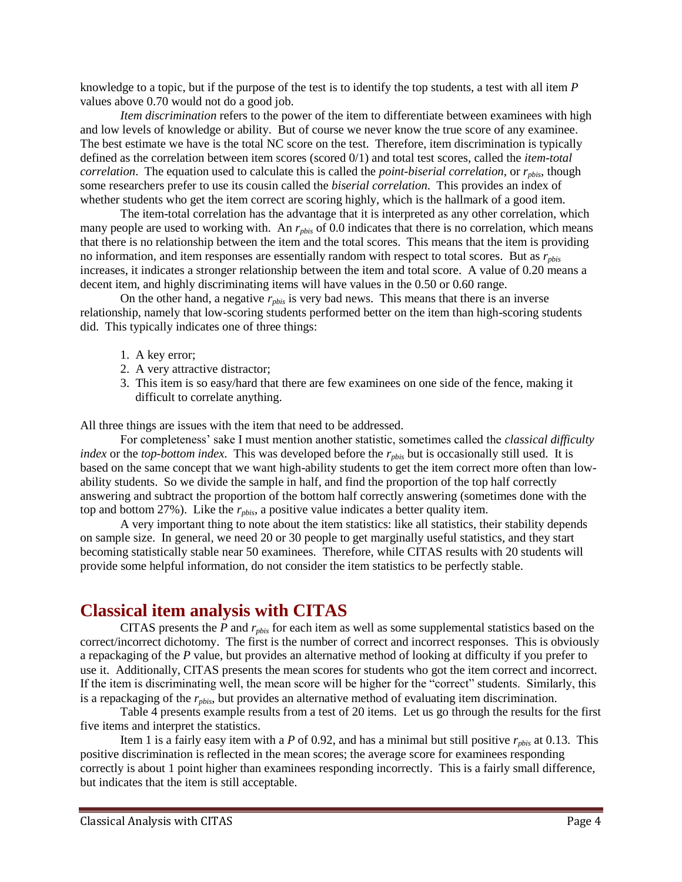knowledge to a topic, but if the purpose of the test is to identify the top students, a test with all item *P* values above 0.70 would not do a good job.

*Item discrimination* refers to the power of the item to differentiate between examinees with high and low levels of knowledge or ability. But of course we never know the true score of any examinee. The best estimate we have is the total NC score on the test. Therefore, item discrimination is typically defined as the correlation between item scores (scored 0/1) and total test scores, called the *item-total correlation*. The equation used to calculate this is called the *point-biserial correlation*, or $r_{pbis}$, though some researchers prefer to use its cousin called the *biserial correlation*. This provides an index of whether students who get the item correct are scoring highly, which is the hallmark of a good item.

The item-total correlation has the advantage that it is interpreted as any other correlation, which many people are used to working with. An $r_{pbis}$ of 0.0 indicates that there is no correlation, which means that there is no relationship between the item and the total scores. This means that the item is providing no information, and item responses are essentially random with respect to total scores. But as $r_{pbis}$ increases, it indicates a stronger relationship between the item and total score. A value of 0.20 means a decent item, and highly discriminating items will have values in the 0.50 or 0.60 range.

On the other hand, a negative $r_{pbis}$ is very bad news. This means that there is an inverse relationship, namely that low-scoring students performed better on the item than high-scoring students did. This typically indicates one of three things:

1. A key error;
2. A very attractive distractor;
3. This item is so easy/hard that there are few examinees on one side of the fence, making it difficult to correlate anything.

All three things are issues with the item that need to be addressed.

For completeness' sake I must mention another statistic, sometimes called the *classical difficulty index* or the *top-bottom index.* This was developed before the $r_{pbis}$ but is occasionally still used. It is based on the same concept that we want high-ability students to get the item correct more often than low-ability students. So we divide the sample in half, and find the proportion of the top half correctly answering and subtract the proportion of the bottom half correctly answering (sometimes done with the top and bottom 27%). Like the $r_{pbis}$, a positive value indicates a better quality item.

A very important thing to note about the item statistics: like all statistics, their stability depends on sample size. In general, we need 20 or 30 people to get marginally useful statistics, and they start becoming statistically stable near 50 examinees. Therefore, while CITAS results with 20 students will provide some helpful information, do not consider the item statistics to be perfectly stable.

## Classical item analysis with CITAS

CITAS presents the *P* and $r_{pbis}$ for each item as well as some supplemental statistics based on the correct/incorrect dichotomy. The first is the number of correct and incorrect responses. This is obviously a repackaging of the *P* value, but provides an alternative method of looking at difficulty if you prefer to use it. Additionally, CITAS presents the mean scores for students who got the item correct and incorrect. If the item is discriminating well, the mean score will be higher for the "correct" students. Similarly, this is a repackaging of the $r_{pbis}$, but provides an alternative method of evaluating item discrimination.

Table 4 presents example results from a test of 20 items. Let us go through the results for the first five items and interpret the statistics.

Item 1 is a fairly easy item with a *P* of 0.92, and has a minimal but still positive $r_{pbis}$ at 0.13. This positive discrimination is reflected in the mean scores; the average score for examinees responding correctly is about 1 point higher than examinees responding incorrectly. This is a fairly small difference, but indicates that the item is still acceptable.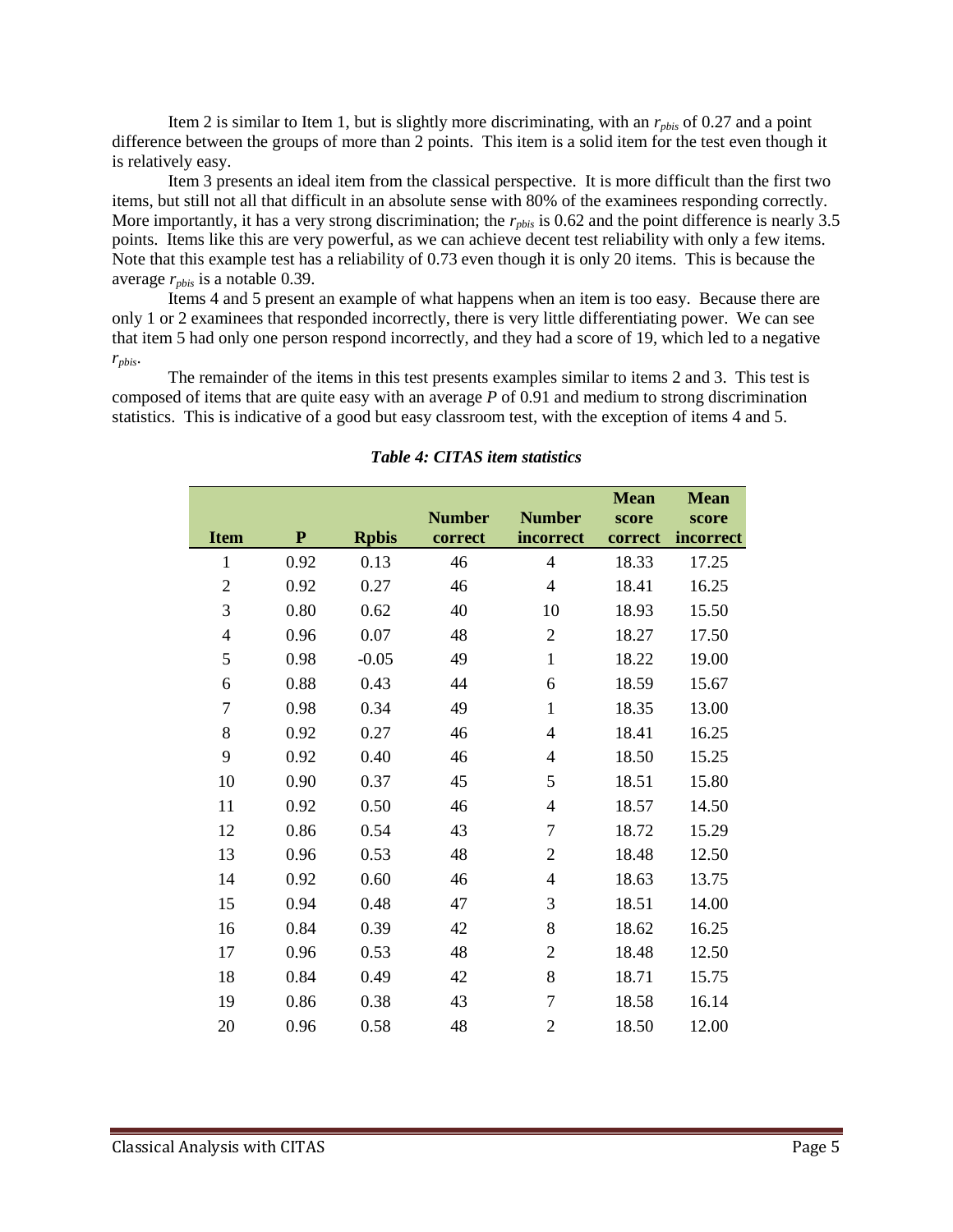Item 2 is similar to Item 1, but is slightly more discriminating, with an $r_{pbis}$ of 0.27 and a point difference between the groups of more than 2 points. This item is a solid item for the test even though it is relatively easy.

Item 3 presents an ideal item from the classical perspective. It is more difficult than the first two items, but still not all that difficult in an absolute sense with 80% of the examinees responding correctly. More importantly, it has a very strong discrimination; the $r_{pbis}$ is 0.62 and the point difference is nearly 3.5 points. Items like this are very powerful, as we can achieve decent test reliability with only a few items. Note that this example test has a reliability of 0.73 even though it is only 20 items. This is because the average $r_{pbis}$ is a notable 0.39.

Items 4 and 5 present an example of what happens when an item is too easy. Because there are only 1 or 2 examinees that responded incorrectly, there is very little differentiating power. We can see that item 5 had only one person respond incorrectly, and they had a score of 19, which led to a negative $r_{pbis}$.

The remainder of the items in this test presents examples similar to items 2 and 3. This test is composed of items that are quite easy with an average *P* of 0.91 and medium to strong discrimination statistics. This is indicative of a good but easy classroom test, with the exception of items 4 and 5.

***Table 4: CITAS item statistics***

| Item | P | Rpbis | Number correct | Number incorrect | Mean score correct | Mean score incorrect |
|---|---|---|---|---|---|---|
| 1 | 0.92 | 0.13 | 46 | 4 | 18.33 | 17.25 |
| 2 | 0.92 | 0.27 | 46 | 4 | 18.41 | 16.25 |
| 3 | 0.80 | 0.62 | 40 | 10 | 18.93 | 15.50 |
| 4 | 0.96 | 0.07 | 48 | 2 | 18.27 | 17.50 |
| 5 | 0.98 | -0.05 | 49 | 1 | 18.22 | 19.00 |
| 6 | 0.88 | 0.43 | 44 | 6 | 18.59 | 15.67 |
| 7 | 0.98 | 0.34 | 49 | 1 | 18.35 | 13.00 |
| 8 | 0.92 | 0.27 | 46 | 4 | 18.41 | 16.25 |
| 9 | 0.92 | 0.40 | 46 | 4 | 18.50 | 15.25 |
| 10 | 0.90 | 0.37 | 45 | 5 | 18.51 | 15.80 |
| 11 | 0.92 | 0.50 | 46 | 4 | 18.57 | 14.50 |
| 12 | 0.86 | 0.54 | 43 | 7 | 18.72 | 15.29 |
| 13 | 0.96 | 0.53 | 48 | 2 | 18.48 | 12.50 |
| 14 | 0.92 | 0.60 | 46 | 4 | 18.63 | 13.75 |
| 15 | 0.94 | 0.48 | 47 | 3 | 18.51 | 14.00 |
| 16 | 0.84 | 0.39 | 42 | 8 | 18.62 | 16.25 |
| 17 | 0.96 | 0.53 | 48 | 2 | 18.48 | 12.50 |
| 18 | 0.84 | 0.49 | 42 | 8 | 18.71 | 15.75 |
| 19 | 0.86 | 0.38 | 43 | 7 | 18.58 | 16.14 |
| 20 | 0.96 | 0.58 | 48 | 2 | 18.50 | 12.00 |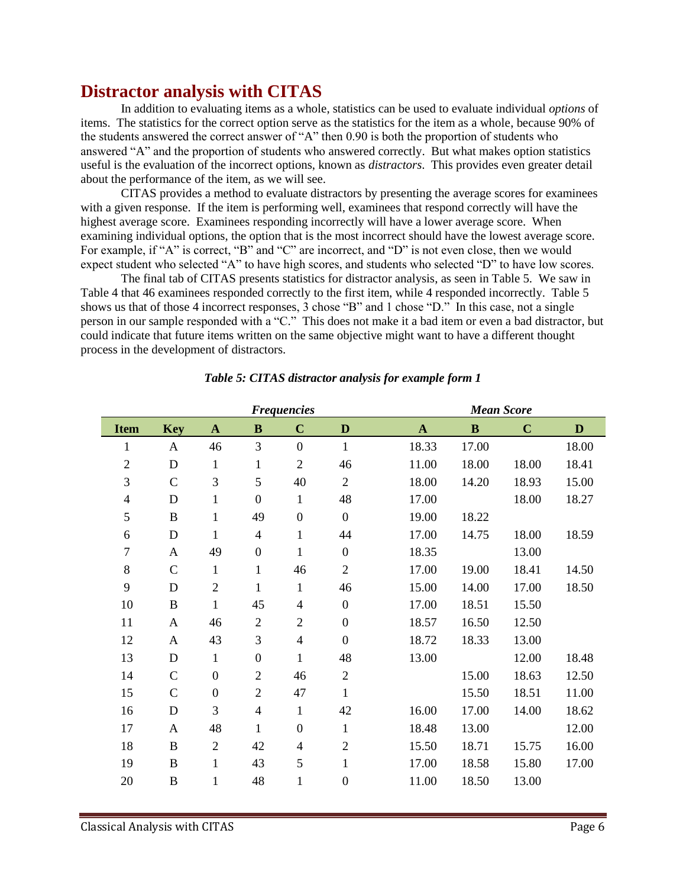## Distractor analysis with CITAS

In addition to evaluating items as a whole, statistics can be used to evaluate individual *options* of items. The statistics for the correct option serve as the statistics for the item as a whole, because 90% of the students answered the correct answer of "A" then 0.90 is both the proportion of students who answered "A" and the proportion of students who answered correctly. But what makes option statistics useful is the evaluation of the incorrect options, known as *distractors*. This provides even greater detail about the performance of the item, as we will see.

CITAS provides a method to evaluate distractors by presenting the average scores for examinees with a given response. If the item is performing well, examinees that respond correctly will have the highest average score. Examinees responding incorrectly will have a lower average score. When examining individual options, the option that is the most incorrect should have the lowest average score. For example, if "A" is correct, "B" and "C" are incorrect, and "D" is not even close, then we would expect student who selected "A" to have high scores, and students who selected "D" to have low scores.

The final tab of CITAS presents statistics for distractor analysis, as seen in Table 5. We saw in Table 4 that 46 examinees responded correctly to the first item, while 4 responded incorrectly. Table 5 shows us that of those 4 incorrect responses, 3 chose "B" and 1 chose "D." In this case, not a single person in our sample responded with a "C." This does not make it a bad item or even a bad distractor, but could indicate that future items written on the same objective might want to have a different thought process in the development of distractors.

***Table 5: CITAS distractor analysis for example form 1***

| | | *Frequencies* | | | | *Mean Score* | | | |
|---|---|---|---|---|---|---|---|---|---|
| **Item** | **Key** | **A** | **B** | **C** | **D** | **A** | **B** | **C** | **D** |
| 1 | A | 46 | 3 | 0 | 1 | 18.33 | 17.00 | | 18.00 |
| 2 | D | 1 | 1 | 2 | 46 | 11.00 | 18.00 | 18.00 | 18.41 |
| 3 | C | 3 | 5 | 40 | 2 | 18.00 | 14.20 | 18.93 | 15.00 |
| 4 | D | 1 | 0 | 1 | 48 | 17.00 | | 18.00 | 18.27 |
| 5 | B | 1 | 49 | 0 | 0 | 19.00 | 18.22 | | |
| 6 | D | 1 | 4 | 1 | 44 | 17.00 | 14.75 | 18.00 | 18.59 |
| 7 | A | 49 | 0 | 1 | 0 | 18.35 | | 13.00 | |
| 8 | C | 1 | 1 | 46 | 2 | 17.00 | 19.00 | 18.41 | 14.50 |
| 9 | D | 2 | 1 | 1 | 46 | 15.00 | 14.00 | 17.00 | 18.50 |
| 10 | B | 1 | 45 | 4 | 0 | 17.00 | 18.51 | 15.50 | |
| 11 | A | 46 | 2 | 2 | 0 | 18.57 | 16.50 | 12.50 | |
| 12 | A | 43 | 3 | 4 | 0 | 18.72 | 18.33 | 13.00 | |
| 13 | D | 1 | 0 | 1 | 48 | 13.00 | | 12.00 | 18.48 |
| 14 | C | 0 | 2 | 46 | 2 | | 15.00 | 18.63 | 12.50 |
| 15 | C | 0 | 2 | 47 | 1 | | 15.50 | 18.51 | 11.00 |
| 16 | D | 3 | 4 | 1 | 42 | 16.00 | 17.00 | 14.00 | 18.62 |
| 17 | A | 48 | 1 | 0 | 1 | 18.48 | 13.00 | | 12.00 |
| 18 | B | 2 | 42 | 4 | 2 | 15.50 | 18.71 | 15.75 | 16.00 |
| 19 | B | 1 | 43 | 5 | 1 | 17.00 | 18.58 | 15.80 | 17.00 |
| 20 | B | 1 | 48 | 1 | 0 | 11.00 | 18.50 | 13.00 | |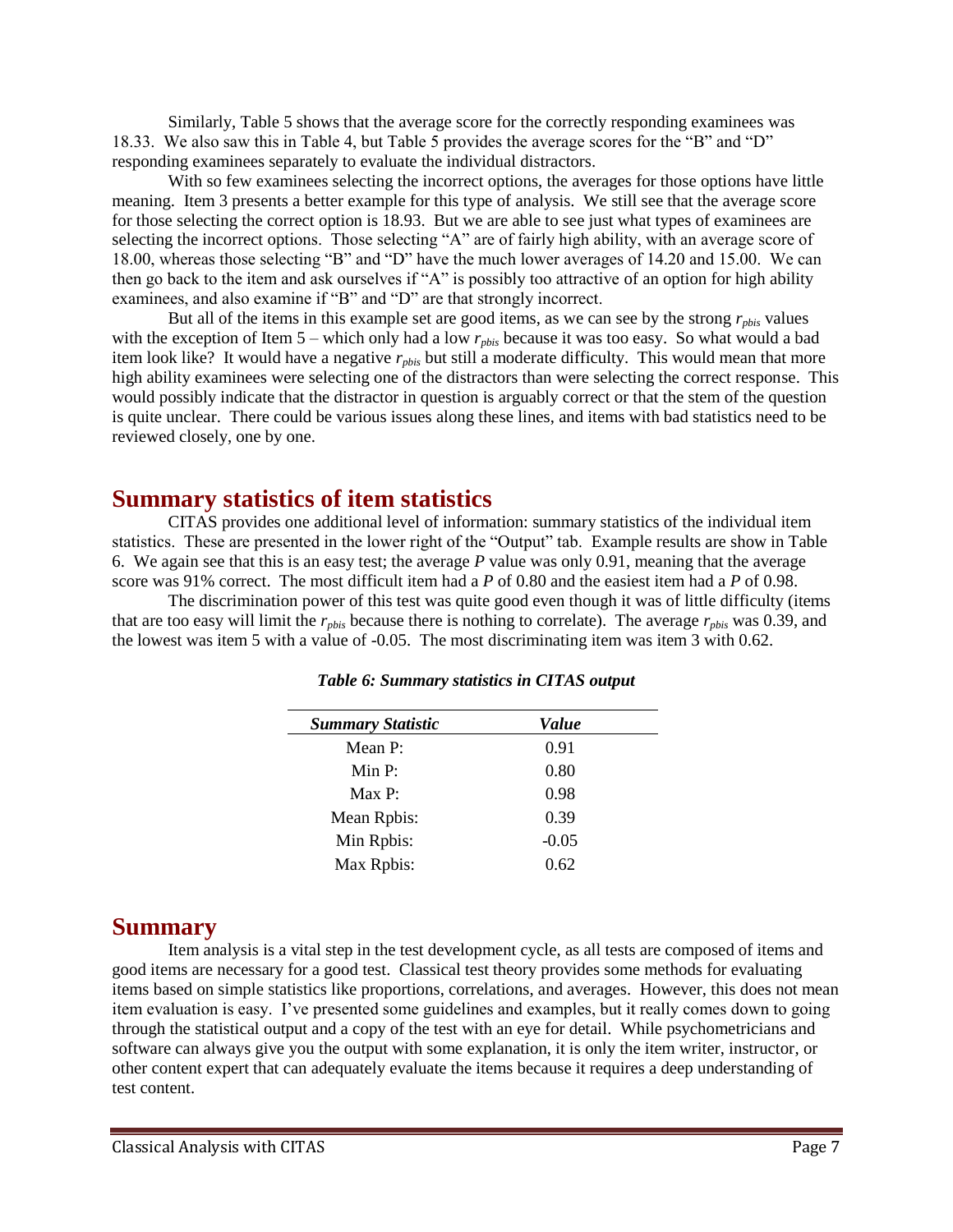Similarly, Table 5 shows that the average score for the correctly responding examinees was 18.33. We also saw this in Table 4, but Table 5 provides the average scores for the "B" and "D" responding examinees separately to evaluate the individual distractors.

With so few examinees selecting the incorrect options, the averages for those options have little meaning. Item 3 presents a better example for this type of analysis. We still see that the average score for those selecting the correct option is 18.93. But we are able to see just what types of examinees are selecting the incorrect options. Those selecting "A" are of fairly high ability, with an average score of 18.00, whereas those selecting "B" and "D" have the much lower averages of 14.20 and 15.00. We can then go back to the item and ask ourselves if "A" is possibly too attractive of an option for high ability examinees, and also examine if "B" and "D" are that strongly incorrect.

But all of the items in this example set are good items, as we can see by the strong $r_{pbis}$ values with the exception of Item 5 – which only had a low $r_{pbis}$ because it was too easy. So what would a bad item look like? It would have a negative $r_{pbis}$ but still a moderate difficulty. This would mean that more high ability examinees were selecting one of the distractors than were selecting the correct response. This would possibly indicate that the distractor in question is arguably correct or that the stem of the question is quite unclear. There could be various issues along these lines, and items with bad statistics need to be reviewed closely, one by one.

## Summary statistics of item statistics

CITAS provides one additional level of information: summary statistics of the individual item statistics. These are presented in the lower right of the "Output" tab. Example results are show in Table 6. We again see that this is an easy test; the average *P* value was only 0.91, meaning that the average score was 91% correct. The most difficult item had a *P* of 0.80 and the easiest item had a *P* of 0.98.

The discrimination power of this test was quite good even though it was of little difficulty (items that are too easy will limit the $r_{pbis}$ because there is nothing to correlate). The average $r_{pbis}$ was 0.39, and the lowest was item 5 with a value of -0.05. The most discriminating item was item 3 with 0.62.

***Table 6: Summary statistics in CITAS output***

| *Summary Statistic* | *Value* |
|---|---|
| Mean P: | 0.91 |
| Min P: | 0.80 |
| Max P: | 0.98 |
| Mean Rpbis: | 0.39 |
| Min Rpbis: | -0.05 |
| Max Rpbis: | 0.62 |

## Summary

Item analysis is a vital step in the test development cycle, as all tests are composed of items and good items are necessary for a good test. Classical test theory provides some methods for evaluating items based on simple statistics like proportions, correlations, and averages. However, this does not mean item evaluation is easy. I've presented some guidelines and examples, but it really comes down to going through the statistical output and a copy of the test with an eye for detail. While psychometricians and software can always give you the output with some explanation, it is only the item writer, instructor, or other content expert that can adequately evaluate the items because it requires a deep understanding of test content.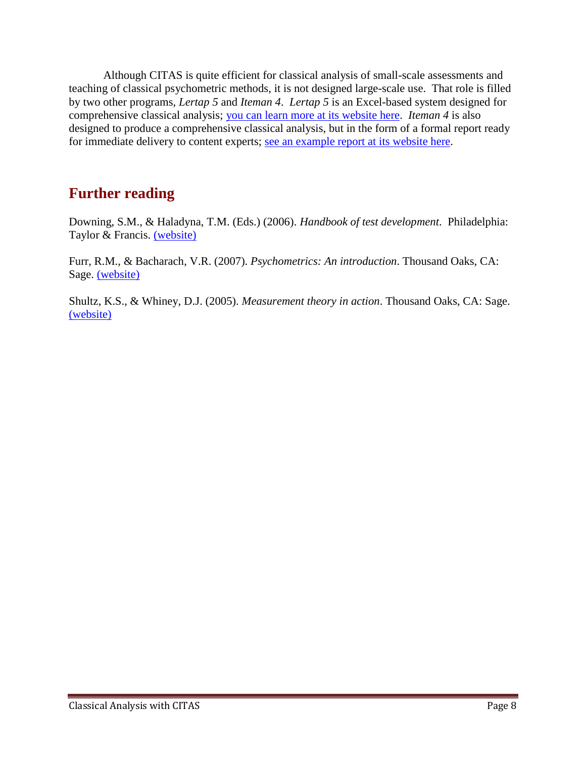Although CITAS is quite efficient for classical analysis of small-scale assessments and teaching of classical psychometric methods, it is not designed large-scale use. That role is filled by two other programs, *Lertap 5* and *Iteman 4*. *Lertap 5* is an Excel-based system designed for comprehensive classical analysis; you can learn more at its website here. *Iteman 4* is also designed to produce a comprehensive classical analysis, but in the form of a formal report ready for immediate delivery to content experts; see an example report at its website here.

## Further reading

Downing, S.M., & Haladyna, T.M. (Eds.) (2006). *Handbook of test development*. Philadelphia: Taylor & Francis. (website)

Furr, R.M., & Bacharach, V.R. (2007). *Psychometrics: An introduction*. Thousand Oaks, CA: Sage. (website)

Shultz, K.S., & Whiney, D.J. (2005). *Measurement theory in action*. Thousand Oaks, CA: Sage. (website)